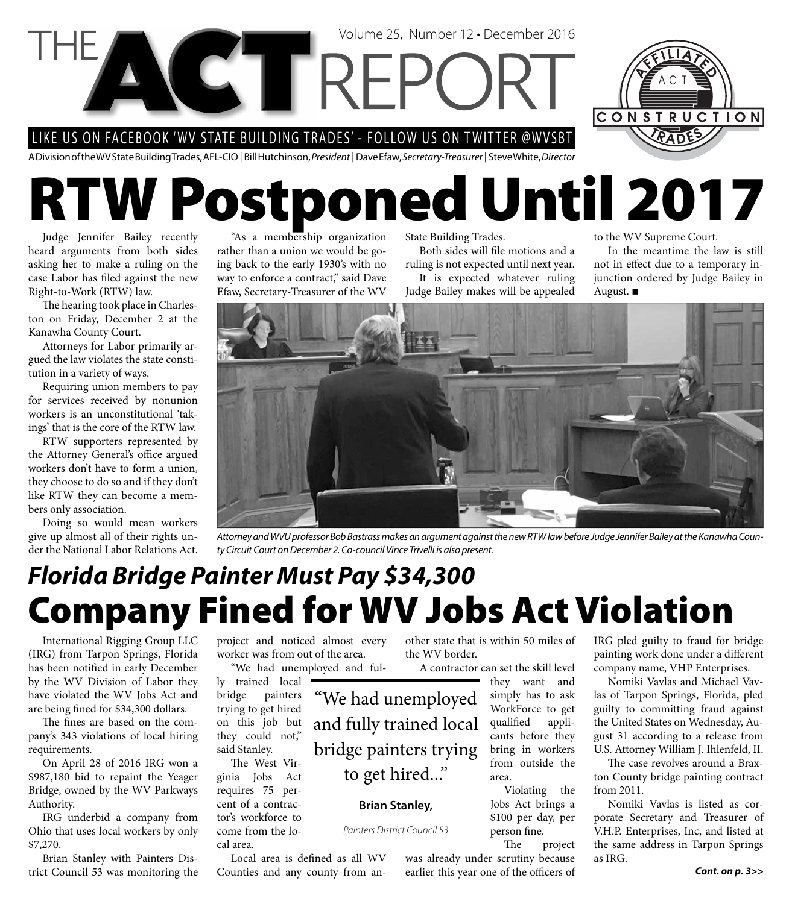# THE ACT REPORT

Volume 25, Number 12 • December 2016

LIKE US ON FACEBOOK 'WV STATE BUILDING TRADES' - FOLLOW US ON TWITTER @WVSBT

A Division of the WV State Building Trades, AFL-CIO | Bill Hutchinson, *President* | Dave Efaw, *Secretary-Treasurer* | Steve White, *Director*

# RTW Postponed Until 2017

Judge Jennifer Bailey recently heard arguments from both sides asking her to make a ruling on the case Labor has filed against the new Right-to-Work (RTW) law.

The hearing took place in Charleston on Friday, December 2 at the Kanawha County Court.

Attorneys for Labor primarily argued the law violates the state constitution in a variety of ways.

Requiring union members to pay for services received by nonunion workers is an unconstitutional 'takings' that is the core of the RTW law.

RTW supporters represented by the Attorney General's office argued workers don't have to form a union, they choose to do so and if they don't like RTW they can become a members only association.

Doing so would mean workers give up almost all of their rights under the National Labor Relations Act.

"As a membership organization rather than a union we would be going back to the early 1930's with no way to enforce a contract," said Dave Efaw, Secretary-Treasurer of the WV State Building Trades.

Both sides will file motions and a ruling is not expected until next year.

It is expected whatever ruling Judge Bailey makes will be appealed to the WV Supreme Court.

In the meantime the law is still not in effect due to a temporary injunction ordered by Judge Bailey in August. ■

*Attorney and WVU professor Bob Bastrass makes an argument against the new RTW law before Judge Jennifer Bailey at the Kanawha County Circuit Court on December 2. Co-council Vince Trivelli is also present.*

## *Florida Bridge Painter Must Pay $34,300*

# Company Fined for WV Jobs Act Violation

International Rigging Group LLC (IRG) from Tarpon Springs, Florida has been notified in early December by the WV Division of Labor they have violated the WV Jobs Act and are being fined for $34,300 dollars.

The fines are based on the company's 343 violations of local hiring requirements.

On April 28 of 2016 IRG won a $987,180 bid to repaint the Yeager Bridge, owned by the WV Parkways Authority.

IRG underbid a company from Ohio that uses local workers by only $7,270.

Brian Stanley with Painters District Council 53 was monitoring the project and noticed almost every worker was from out of the area.

"We had unemployed and fully trained local bridge painters trying to get hired on this job but they could not," said Stanley.

> "We had unemployed and fully trained local bridge painters trying to get hired..."
>
> **Brian Stanley,**
>
> *Painters District Council 53*

The West Virginia Jobs Act requires 75 percent of a contractor's workforce to come from the local area.

Local area is defined as all WV Counties and any county from another state that is within 50 miles of the WV border.

A contractor can set the skill level they want and simply has to ask WorkForce to get qualified applicants before they bring in workers from outside the area.

Violating the Jobs Act brings a $100 per day, per person fine.

The project was already under scrutiny because earlier this year one of the officers of IRG pled guilty to fraud for bridge painting work done under a different company name, VHP Enterprises.

Nomiki Vavlas and Michael Vavlas of Tarpon Springs, Florida, pled guilty to committing fraud against the United States on Wednesday, August 31 according to a release from U.S. Attorney William J. Ihlenfeld, II.

The case revolves around a Braxton County bridge painting contract from 2011.

Nomiki Vavlas is listed as corporate Secretary and Treasurer of V.H.P. Enterprises, Inc, and listed at the same address in Tarpon Springs as IRG.

***Cont. on p. 3>>***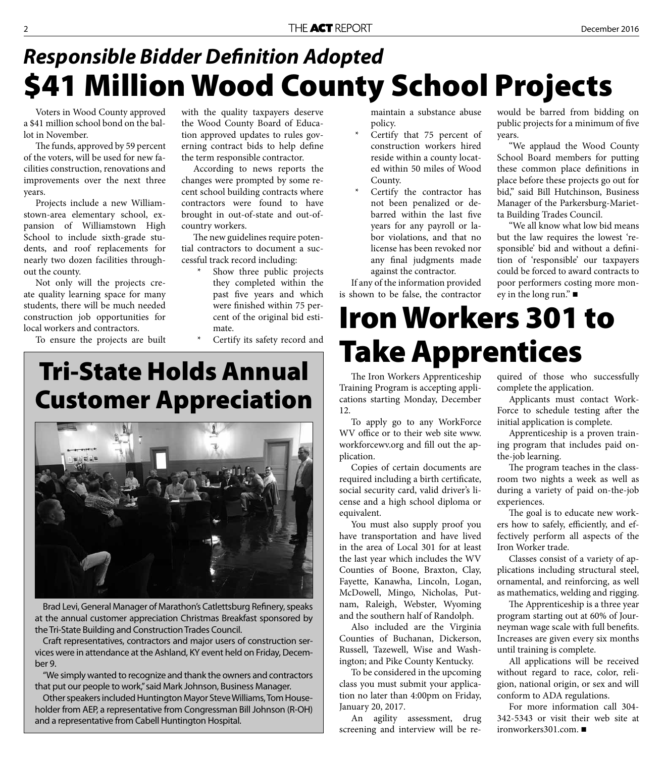## *Responsible Bidder Definition Adopted*

# $41 Million Wood County School Projects

Voters in Wood County approved a $41 million school bond on the ballot in November.

The funds, approved by 59 percent of the voters, will be used for new facilities construction, renovations and improvements over the next three years.

Projects include a new Williamstown-area elementary school, expansion of Williamstown High School to include sixth-grade students, and roof replacements for nearly two dozen facilities throughout the county.

Not only will the projects create quality learning space for many students, there will be much needed construction job opportunities for local workers and contractors.

To ensure the projects are built with the quality taxpayers deserve the Wood County Board of Education approved updates to rules governing contract bids to help define the term responsible contractor.

According to news reports the changes were prompted by some recent school building contracts where contractors were found to have brought in out-of-state and out-of-country workers.

The new guidelines require potential contractors to document a successful track record including:

- Show three public projects they completed within the past five years and which were finished within 75 percent of the original bid estimate.
- Certify its safety record and maintain a substance abuse policy.
- Certify that 75 percent of construction workers hired reside within a county located within 50 miles of Wood County.
- Certify the contractor has not been penalized or debarred within the last five years for any payroll or labor violations, and that no license has been revoked nor any final judgments made against the contractor.

If any of the information provided is shown to be false, the contractor would be barred from bidding on public projects for a minimum of five years.

"We applaud the Wood County School Board members for putting these common place definitions in place before these projects go out for bid," said Bill Hutchinson, Business Manager of the Parkersburg-Marietta Building Trades Council.

"We all know what low bid means but the law requires the lowest 'responsible' bid and without a definition of 'responsible' our taxpayers could be forced to award contracts to poor performers costing more money in the long run." ■

# Tri-State Holds Annual Customer Appreciation

Brad Levi, General Manager of Marathon's Catlettsburg Refinery, speaks at the annual customer appreciation Christmas Breakfast sponsored by the Tri-State Building and Construction Trades Council.

Craft representatives, contractors and major users of construction services were in attendance at the Ashland, KY event held on Friday, December 9.

"We simply wanted to recognize and thank the owners and contractors that put our people to work," said Mark Johnson, Business Manager.

Other speakers included Huntington Mayor Steve Williams, Tom Householder from AEP, a representative from Congressman Bill Johnson (R-OH) and a representative from Cabell Huntington Hospital.

# Iron Workers 301 to Take Apprentices

The Iron Workers Apprenticeship Training Program is accepting applications starting Monday, December 12.

To apply go to any WorkForce WV office or to their web site www.workforcewv.org and fill out the application.

Copies of certain documents are required including a birth certificate, social security card, valid driver's license and a high school diploma or equivalent.

You must also supply proof you have transportation and have lived in the area of Local 301 for at least the last year which includes the WV Counties of Boone, Braxton, Clay, Fayette, Kanawha, Lincoln, Logan, McDowell, Mingo, Nicholas, Putnam, Raleigh, Webster, Wyoming and the southern half of Randolph.

Also included are the Virginia Counties of Buchanan, Dickerson, Russell, Tazewell, Wise and Washington; and Pike County Kentucky.

To be considered in the upcoming class you must submit your application no later than 4:00pm on Friday, January 20, 2017.

An agility assessment, drug screening and interview will be required of those who successfully complete the application.

Applicants must contact WorkForce to schedule testing after the initial application is complete.

Apprenticeship is a proven training program that includes paid on-the-job learning.

The program teaches in the classroom two nights a week as well as during a variety of paid on-the-job experiences.

The goal is to educate new workers how to safely, efficiently, and effectively perform all aspects of the Iron Worker trade.

Classes consist of a variety of applications including structural steel, ornamental, and reinforcing, as well as mathematics, welding and rigging.

The Apprenticeship is a three year program starting out at 60% of Journeyman wage scale with full benefits. Increases are given every six months until training is complete.

All applications will be received without regard to race, color, religion, national origin, or sex and will conform to ADA regulations.

For more information call 304-342-5343 or visit their web site at ironworkers301.com. ■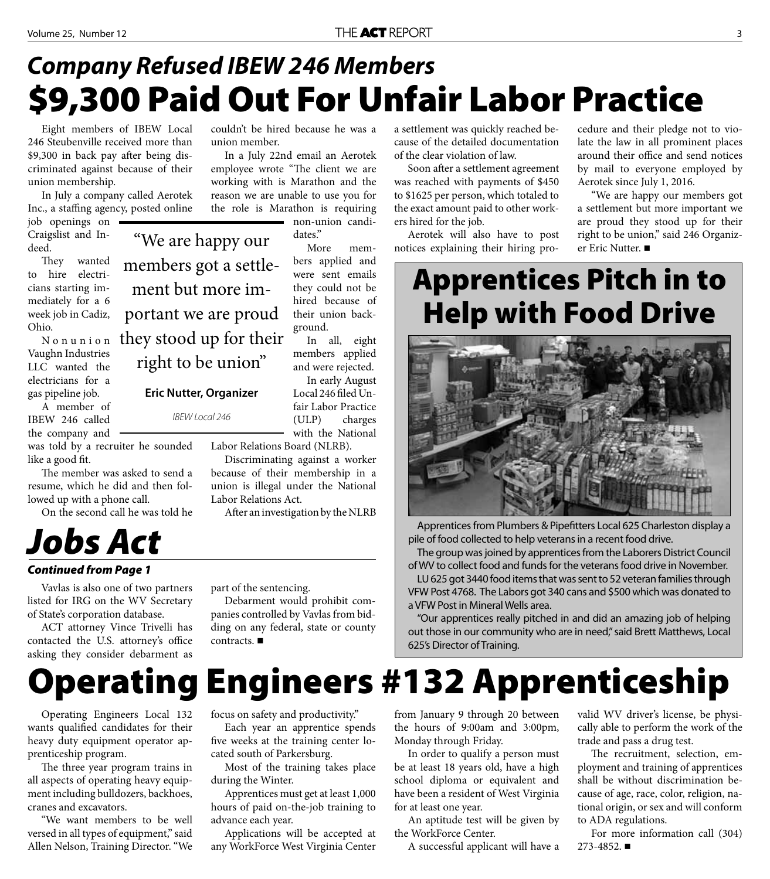## *Company Refused IBEW 246 Members*

# $9,300 Paid Out For Unfair Labor Practice

Eight members of IBEW Local 246 Steubenville received more than $9,300 in back pay after being discriminated against because of their union membership.

In July a company called Aerotek Inc., a staffing agency, posted online job openings on Craigslist and Indeed.

They wanted to hire electricians starting immediately for a 6 week job in Cadiz, Ohio.

Nonunion Vaughn Industries LLC wanted the electricians for a gas pipeline job.

A member of IBEW 246 called the company and was told by a recruiter he sounded like a good fit.

The member was asked to send a resume, which he did and then followed up with a phone call.

On the second call he was told he couldn't be hired because he was a union member.

In a July 22nd email an Aerotek employee wrote "The client we are working with is Marathon and the reason we are unable to use you for the role is Marathon is requiring non-union candidates."

> "We are happy our members got a settlement but more important we are proud they stood up for their right to be union"
>
> **Eric Nutter, Organizer**
>
> *IBEW Local 246*

More members applied and were sent emails they could not be hired because of their union background.

In all, eight members applied and were rejected.

In early August Local 246 filed Unfair Labor Practice (ULP) charges with the National Labor Relations Board (NLRB).

Discriminating against a worker because of their membership in a union is illegal under the National Labor Relations Act.

After an investigation by the NLRB a settlement was quickly reached because of the detailed documentation of the clear violation of law.

Soon after a settlement agreement was reached with payments of $450 to $1625 per person, which totaled to the exact amount paid to other workers hired for the job.

Aerotek will also have to post notices explaining their hiring procedure and their pledge not to violate the law in all prominent places around their office and send notices by mail to everyone employed by Aerotek since July 1, 2016.

"We are happy our members got a settlement but more important we are proud they stood up for their right to be union," said 246 Organizer Eric Nutter. ■

# *Jobs Act*

***Continued from Page 1***

Vavlas is also one of two partners listed for IRG on the WV Secretary of State's corporation database.

ACT attorney Vince Trivelli has contacted the U.S. attorney's office asking they consider debarment as part of the sentencing.

Debarment would prohibit companies controlled by Vavlas from bidding on any federal, state or county contracts. ■

# Apprentices Pitch in to Help with Food Drive

Apprentices from Plumbers & Pipefitters Local 625 Charleston display a pile of food collected to help veterans in a recent food drive.

The group was joined by apprentices from the Laborers District Council of WV to collect food and funds for the veterans food drive in November.

LU 625 got 3440 food items that was sent to 52 veteran families through VFW Post 4768. The Labors got 340 cans and $500 which was donated to a VFW Post in Mineral Wells area.

"Our apprentices really pitched in and did an amazing job of helping out those in our community who are in need," said Brett Matthews, Local 625's Director of Training.

# Operating Engineers #132 Apprenticeship

Operating Engineers Local 132 wants qualified candidates for their heavy duty equipment operator apprenticeship program.

The three year program trains in all aspects of operating heavy equipment including bulldozers, backhoes, cranes and excavators.

"We want members to be well versed in all types of equipment," said Allen Nelson, Training Director. "We focus on safety and productivity."

Each year an apprentice spends five weeks at the training center located south of Parkersburg.

Most of the training takes place during the Winter.

Apprentices must get at least 1,000 hours of paid on-the-job training to advance each year.

Applications will be accepted at any WorkForce West Virginia Center from January 9 through 20 between the hours of 9:00am and 3:00pm, Monday through Friday.

In order to qualify a person must be at least 18 years old, have a high school diploma or equivalent and have been a resident of West Virginia for at least one year.

An aptitude test will be given by the WorkForce Center.

A successful applicant will have a valid WV driver's license, be physically able to perform the work of the trade and pass a drug test.

The recruitment, selection, employment and training of apprentices shall be without discrimination because of age, race, color, religion, national origin, or sex and will conform to ADA regulations.

For more information call (304) 273-4852. ■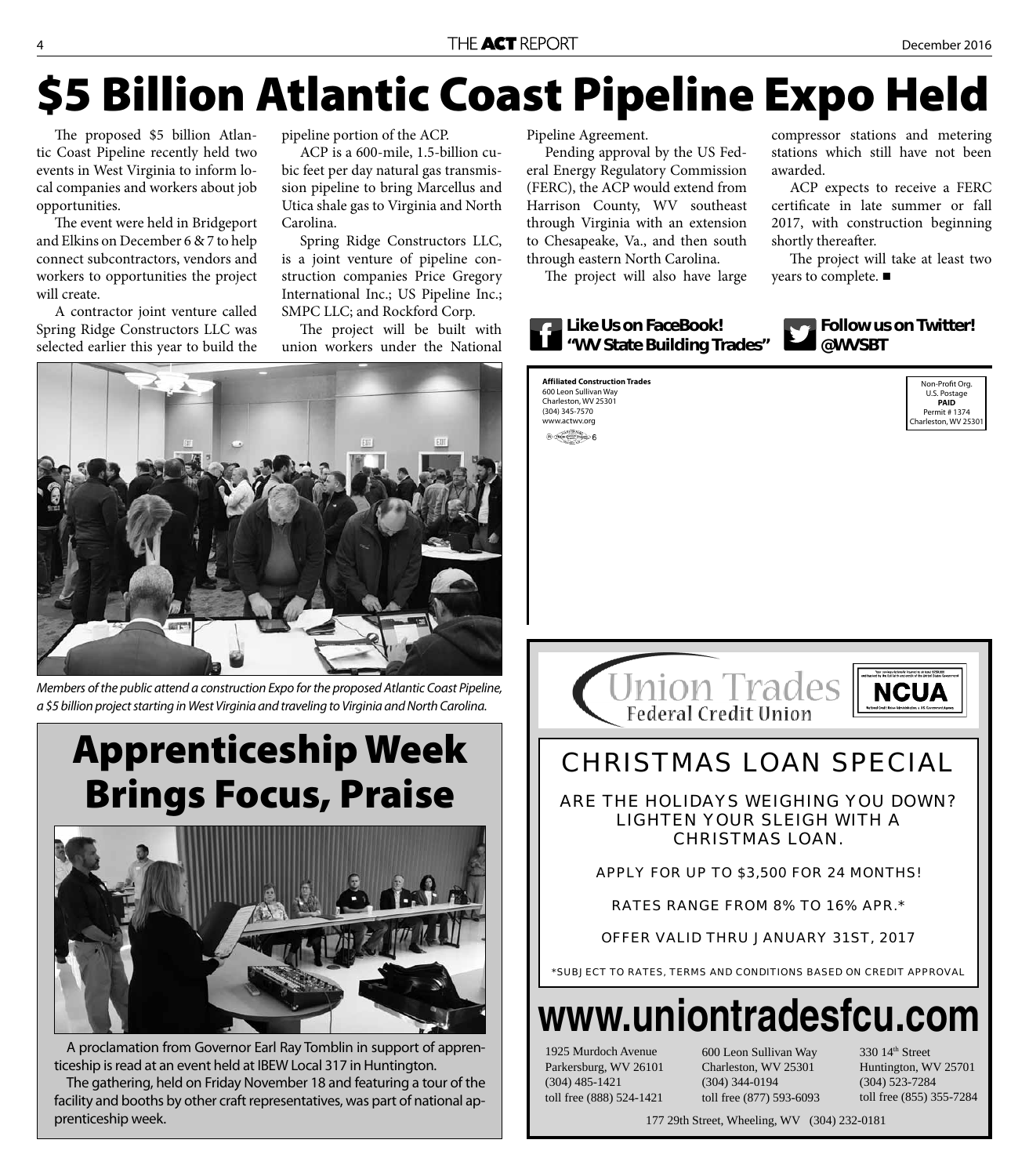# $5 Billion Atlantic Coast Pipeline Expo Held

The proposed $5 billion Atlantic Coast Pipeline recently held two events in West Virginia to inform local companies and workers about job opportunities.

The event were held in Bridgeport and Elkins on December 6 & 7 to help connect subcontractors, vendors and workers to opportunities the project will create.

A contractor joint venture called Spring Ridge Constructors LLC was selected earlier this year to build the pipeline portion of the ACP.

ACP is a 600-mile, 1.5-billion cubic feet per day natural gas transmission pipeline to bring Marcellus and Utica shale gas to Virginia and North Carolina.

Spring Ridge Constructors LLC, is a joint venture of pipeline construction companies Price Gregory International Inc.; US Pipeline Inc.; SMPC LLC; and Rockford Corp.

The project will be built with union workers under the National Pipeline Agreement.

Pending approval by the US Federal Energy Regulatory Commission (FERC), the ACP would extend from Harrison County, WV southeast through Virginia with an extension to Chesapeake, Va., and then south through eastern North Carolina.

The project will also have large compressor stations and metering stations which still have not been awarded.

ACP expects to receive a FERC certificate in late summer or fall 2017, with construction beginning shortly thereafter.

The project will take at least two years to complete. ■

*Members of the public attend a construction Expo for the proposed Atlantic Coast Pipeline, a $5 billion project starting in West Virginia and traveling to Virginia and North Carolina.*

**Like Us on FaceBook! "WV State Building Trades"**

**Follow us on Twitter! @WVSBT**

**Affiliated Construction Trades**
600 Leon Sullivan Way
Charleston, WV 25301
(304) 345-7570
www.actwv.org

Non-Profit Org.
U.S. Postage
**PAID**
Permit # 1374
Charleston, WV 25301

# Apprenticeship Week Brings Focus, Praise

A proclamation from Governor Earl Ray Tomblin in support of apprenticeship is read at an event held at IBEW Local 317 in Huntington.

The gathering, held on Friday November 18 and featuring a tour of the facility and booths by other craft representatives, was part of national apprenticeship week.

Union Trades Federal Credit Union

NCUA

## CHRISTMAS LOAN SPECIAL

ARE THE HOLIDAYS WEIGHING YOU DOWN? LIGHTEN YOUR SLEIGH WITH A CHRISTMAS LOAN.

APPLY FOR UP TO $3,500 FOR 24 MONTHS!

RATES RANGE FROM 8% TO 16% APR.*

OFFER VALID THRU JANUARY 31ST, 2017

*SUBJECT TO RATES, TERMS AND CONDITIONS BASED ON CREDIT APPROVAL

**www.uniontradesfcu.com**

1925 Murdoch Avenue
Parkersburg, WV 26101
(304) 485-1421
toll free (888) 524-1421

600 Leon Sullivan Way
Charleston, WV 25301
(304) 344-0194
toll free (877) 593-6093

330 14th Street
Huntington, WV 25701
(304) 523-7284
toll free (855) 355-7284

177 29th Street, Wheeling, WV (304) 232-0181